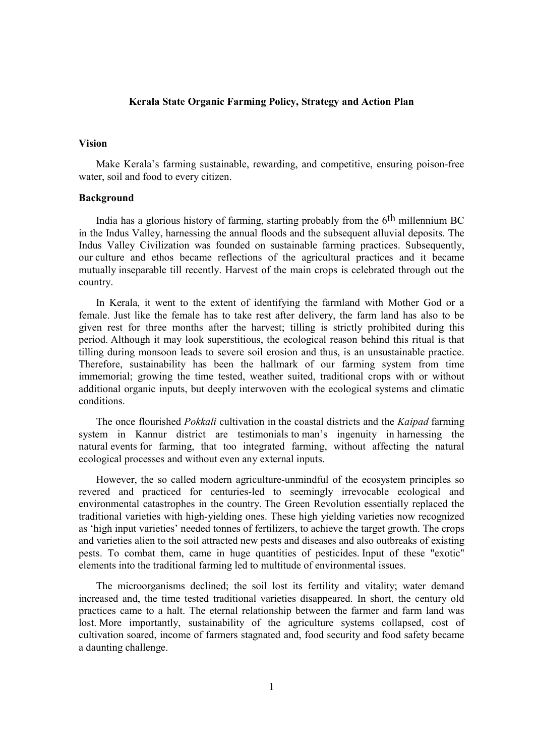# Kerala State Organic Farming Policy, Strategy and Action Plan

## Vision

Make Kerala's farming sustainable, rewarding, and competitive, ensuring poison-free water, soil and food to every citizen.

## Background

India has a glorious history of farming, starting probably from the 6th millennium BC in the Indus Valley, harnessing the annual floods and the subsequent alluvial deposits. The Indus Valley Civilization was founded on sustainable farming practices. Subsequently, our culture and ethos became reflections of the agricultural practices and it became mutually inseparable till recently. Harvest of the main crops is celebrated through out the country.

In Kerala, it went to the extent of identifying the farmland with Mother God or a female. Just like the female has to take rest after delivery, the farm land has also to be given rest for three months after the harvest; tilling is strictly prohibited during this period. Although it may look superstitious, the ecological reason behind this ritual is that tilling during monsoon leads to severe soil erosion and thus, is an unsustainable practice. Therefore, sustainability has been the hallmark of our farming system from time immemorial; growing the time tested, weather suited, traditional crops with or without additional organic inputs, but deeply interwoven with the ecological systems and climatic conditions.

The once flourished *Pokkali* cultivation in the coastal districts and the *Kaipad* farming system in Kannur district are testimonials to man's ingenuity in harnessing the natural events for farming, that too integrated farming, without affecting the natural ecological processes and without even any external inputs.

However, the so called modern agriculture-unmindful of the ecosystem principles so revered and practiced for centuries-led to seemingly irrevocable ecological and environmental catastrophes in the country. The Green Revolution essentially replaced the traditional varieties with high-yielding ones. These high yielding varieties now recognized as 'high input varieties' needed tonnes of fertilizers, to achieve the target growth. The crops and varieties alien to the soil attracted new pests and diseases and also outbreaks of existing pests. To combat them, came in huge quantities of pesticides. Input of these "exotic" elements into the traditional farming led to multitude of environmental issues.

The microorganisms declined; the soil lost its fertility and vitality; water demand increased and, the time tested traditional varieties disappeared. In short, the century old practices came to a halt. The eternal relationship between the farmer and farm land was lost. More importantly, sustainability of the agriculture systems collapsed, cost of cultivation soared, income of farmers stagnated and, food security and food safety became a daunting challenge.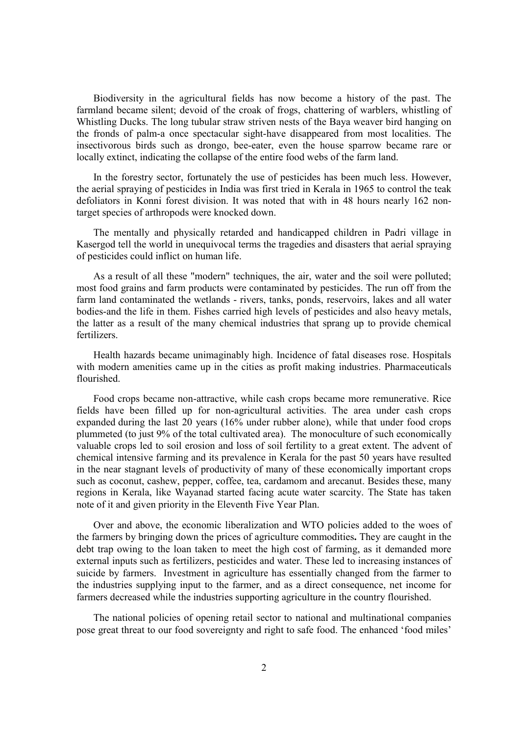Biodiversity in the agricultural fields has now become a history of the past. The farmland became silent; devoid of the croak of frogs, chattering of warblers, whistling of Whistling Ducks. The long tubular straw striven nests of the Baya weaver bird hanging on the fronds of palm-a once spectacular sight-have disappeared from most localities. The insectivorous birds such as drongo, bee-eater, even the house sparrow became rare or locally extinct, indicating the collapse of the entire food webs of the farm land.

In the forestry sector, fortunately the use of pesticides has been much less. However, the aerial spraying of pesticides in India was first tried in Kerala in 1965 to control the teak defoliators in Konni forest division. It was noted that with in 48 hours nearly 162 non-target species of arthropods were knocked down.

The mentally and physically retarded and handicapped children in Padri village in Kasergod tell the world in unequivocal terms the tragedies and disasters that aerial spraying of pesticides could inflict on human life.

As a result of all these "modern" techniques, the air, water and the soil were polluted; most food grains and farm products were contaminated by pesticides. The run off from the farm land contaminated the wetlands - rivers, tanks, ponds, reservoirs, lakes and all water bodies-and the life in them. Fishes carried high levels of pesticides and also heavy metals, the latter as a result of the many chemical industries that sprang up to provide chemical fertilizers.

Health hazards became unimaginably high. Incidence of fatal diseases rose. Hospitals with modern amenities came up in the cities as profit making industries. Pharmaceuticals flourished.

Food crops became non-attractive, while cash crops became more remunerative. Rice fields have been filled up for non-agricultural activities. The area under cash crops expanded during the last 20 years (16% under rubber alone), while that under food crops plummeted (to just 9% of the total cultivated area). The monoculture of such economically valuable crops led to soil erosion and loss of soil fertility to a great extent. The advent of chemical intensive farming and its prevalence in Kerala for the past 50 years have resulted in the near stagnant levels of productivity of many of these economically important crops such as coconut, cashew, pepper, coffee, tea, cardamom and arecanut. Besides these, many regions in Kerala, like Wayanad started facing acute water scarcity. The State has taken note of it and given priority in the Eleventh Five Year Plan.

Over and above, the economic liberalization and WTO policies added to the woes of the farmers by bringing down the prices of agriculture commodities**.** They are caught in the debt trap owing to the loan taken to meet the high cost of farming, as it demanded more external inputs such as fertilizers, pesticides and water. These led to increasing instances of suicide by farmers. Investment in agriculture has essentially changed from the farmer to the industries supplying input to the farmer, and as a direct consequence, net income for farmers decreased while the industries supporting agriculture in the country flourished.

The national policies of opening retail sector to national and multinational companies pose great threat to our food sovereignty and right to safe food. The enhanced 'food miles'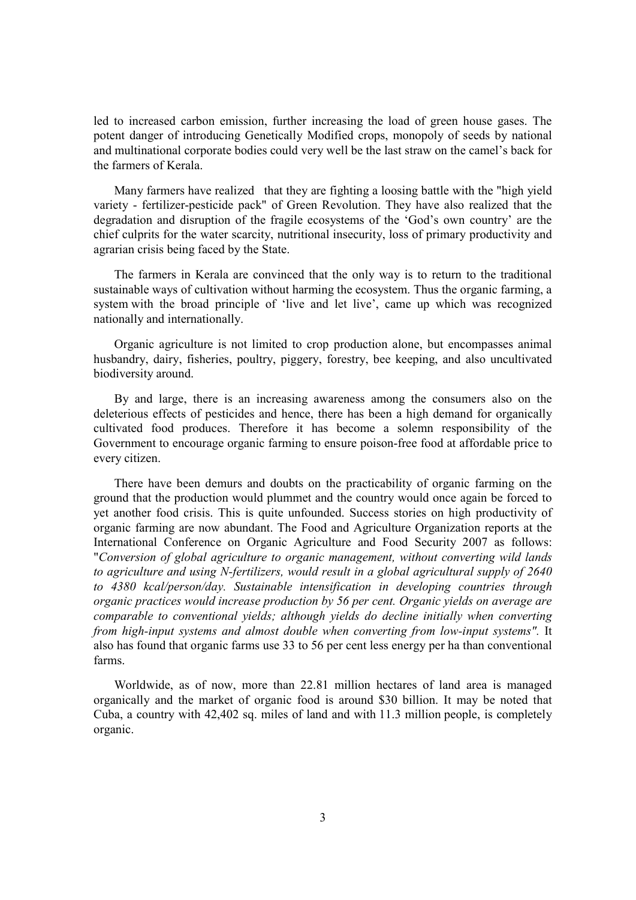led to increased carbon emission, further increasing the load of green house gases. The potent danger of introducing Genetically Modified crops, monopoly of seeds by national and multinational corporate bodies could very well be the last straw on the camel's back for the farmers of Kerala.

Many farmers have realized that they are fighting a loosing battle with the "high yield variety - fertilizer-pesticide pack" of Green Revolution. They have also realized that the degradation and disruption of the fragile ecosystems of the 'God's own country' are the chief culprits for the water scarcity, nutritional insecurity, loss of primary productivity and agrarian crisis being faced by the State.

The farmers in Kerala are convinced that the only way is to return to the traditional sustainable ways of cultivation without harming the ecosystem. Thus the organic farming, a system with the broad principle of 'live and let live', came up which was recognized nationally and internationally.

Organic agriculture is not limited to crop production alone, but encompasses animal husbandry, dairy, fisheries, poultry, piggery, forestry, bee keeping, and also uncultivated biodiversity around.

By and large, there is an increasing awareness among the consumers also on the deleterious effects of pesticides and hence, there has been a high demand for organically cultivated food produces. Therefore it has become a solemn responsibility of the Government to encourage organic farming to ensure poison-free food at affordable price to every citizen.

There have been demurs and doubts on the practicability of organic farming on the ground that the production would plummet and the country would once again be forced to yet another food crisis. This is quite unfounded. Success stories on high productivity of organic farming are now abundant. The Food and Agriculture Organization reports at the International Conference on Organic Agriculture and Food Security 2007 as follows: "*Conversion of global agriculture to organic management, without converting wild lands to agriculture and using N-fertilizers, would result in a global agricultural supply of 2640 to 4380 kcal/person/day. Sustainable intensification in developing countries through organic practices would increase production by 56 per cent. Organic yields on average are comparable to conventional yields; although yields do decline initially when converting from high-input systems and almost double when converting from low-input systems".* It also has found that organic farms use 33 to 56 per cent less energy per ha than conventional farms.

Worldwide, as of now, more than 22.81 million hectares of land area is managed organically and the market of organic food is around $30 billion. It may be noted that Cuba, a country with 42,402 sq. miles of land and with 11.3 million people, is completely organic.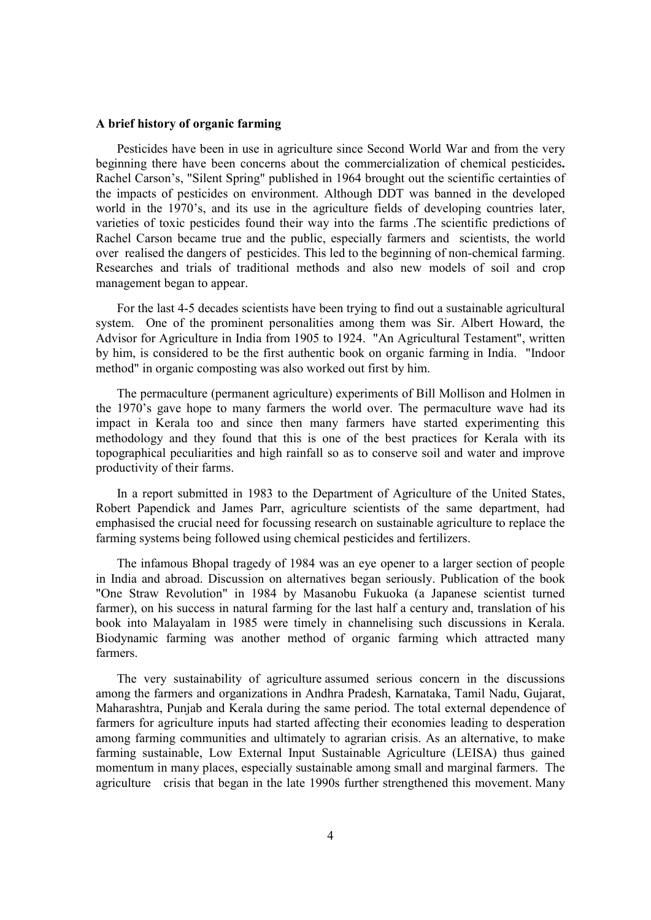**A brief history of organic farming**

Pesticides have been in use in agriculture since Second World War and from the very beginning there have been concerns about the commercialization of chemical pesticides**.** Rachel Carson's, "Silent Spring" published in 1964 brought out the scientific certainties of the impacts of pesticides on environment. Although DDT was banned in the developed world in the 1970's, and its use in the agriculture fields of developing countries later, varieties of toxic pesticides found their way into the farms .The scientific predictions of Rachel Carson became true and the public, especially farmers and scientists, the world over realised the dangers of pesticides. This led to the beginning of non-chemical farming. Researches and trials of traditional methods and also new models of soil and crop management began to appear.

For the last 4-5 decades scientists have been trying to find out a sustainable agricultural system. One of the prominent personalities among them was Sir. Albert Howard, the Advisor for Agriculture in India from 1905 to 1924. "An Agricultural Testament", written by him, is considered to be the first authentic book on organic farming in India. "Indoor method" in organic composting was also worked out first by him.

The permaculture (permanent agriculture) experiments of Bill Mollison and Holmen in the 1970's gave hope to many farmers the world over. The permaculture wave had its impact in Kerala too and since then many farmers have started experimenting this methodology and they found that this is one of the best practices for Kerala with its topographical peculiarities and high rainfall so as to conserve soil and water and improve productivity of their farms.

In a report submitted in 1983 to the Department of Agriculture of the United States, Robert Papendick and James Parr, agriculture scientists of the same department, had emphasised the crucial need for focussing research on sustainable agriculture to replace the farming systems being followed using chemical pesticides and fertilizers.

The infamous Bhopal tragedy of 1984 was an eye opener to a larger section of people in India and abroad. Discussion on alternatives began seriously. Publication of the book "One Straw Revolution" in 1984 by Masanobu Fukuoka (a Japanese scientist turned farmer), on his success in natural farming for the last half a century and, translation of his book into Malayalam in 1985 were timely in channelising such discussions in Kerala. Biodynamic farming was another method of organic farming which attracted many farmers.

The very sustainability of agriculture assumed serious concern in the discussions among the farmers and organizations in Andhra Pradesh, Karnataka, Tamil Nadu, Gujarat, Maharashtra, Punjab and Kerala during the same period. The total external dependence of farmers for agriculture inputs had started affecting their economies leading to desperation among farming communities and ultimately to agrarian crisis. As an alternative, to make farming sustainable, Low External Input Sustainable Agriculture (LEISA) thus gained momentum in many places, especially sustainable among small and marginal farmers. The agriculture crisis that began in the late 1990s further strengthened this movement. Many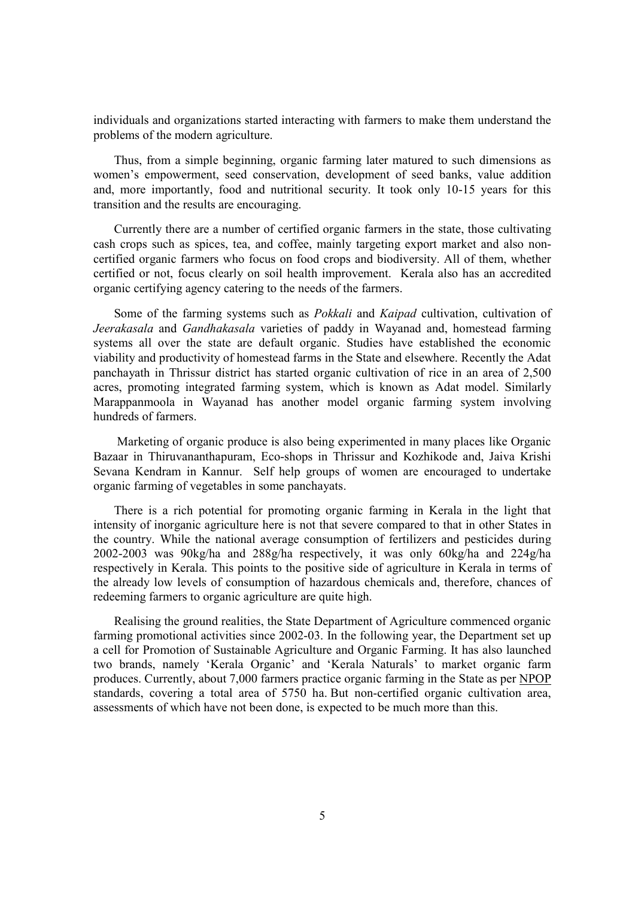individuals and organizations started interacting with farmers to make them understand the problems of the modern agriculture.

Thus, from a simple beginning, organic farming later matured to such dimensions as women's empowerment, seed conservation, development of seed banks, value addition and, more importantly, food and nutritional security. It took only 10-15 years for this transition and the results are encouraging.

Currently there are a number of certified organic farmers in the state, those cultivating cash crops such as spices, tea, and coffee, mainly targeting export market and also non-certified organic farmers who focus on food crops and biodiversity. All of them, whether certified or not, focus clearly on soil health improvement. Kerala also has an accredited organic certifying agency catering to the needs of the farmers.

Some of the farming systems such as *Pokkali* and *Kaipad* cultivation, cultivation of *Jeerakasala* and *Gandhakasala* varieties of paddy in Wayanad and, homestead farming systems all over the state are default organic. Studies have established the economic viability and productivity of homestead farms in the State and elsewhere. Recently the Adat panchayath in Thrissur district has started organic cultivation of rice in an area of 2,500 acres, promoting integrated farming system, which is known as Adat model. Similarly Marappanmoola in Wayanad has another model organic farming system involving hundreds of farmers.

Marketing of organic produce is also being experimented in many places like Organic Bazaar in Thiruvananthapuram, Eco-shops in Thrissur and Kozhikode and, Jaiva Krishi Sevana Kendram in Kannur. Self help groups of women are encouraged to undertake organic farming of vegetables in some panchayats.

There is a rich potential for promoting organic farming in Kerala in the light that intensity of inorganic agriculture here is not that severe compared to that in other States in the country. While the national average consumption of fertilizers and pesticides during 2002-2003 was 90kg/ha and 288g/ha respectively, it was only 60kg/ha and 224g/ha respectively in Kerala. This points to the positive side of agriculture in Kerala in terms of the already low levels of consumption of hazardous chemicals and, therefore, chances of redeeming farmers to organic agriculture are quite high.

Realising the ground realities, the State Department of Agriculture commenced organic farming promotional activities since 2002-03. In the following year, the Department set up a cell for Promotion of Sustainable Agriculture and Organic Farming. It has also launched two brands, namely 'Kerala Organic' and 'Kerala Naturals' to market organic farm produces. Currently, about 7,000 farmers practice organic farming in the State as per NPOP standards, covering a total area of 5750 ha. But non-certified organic cultivation area, assessments of which have not been done, is expected to be much more than this.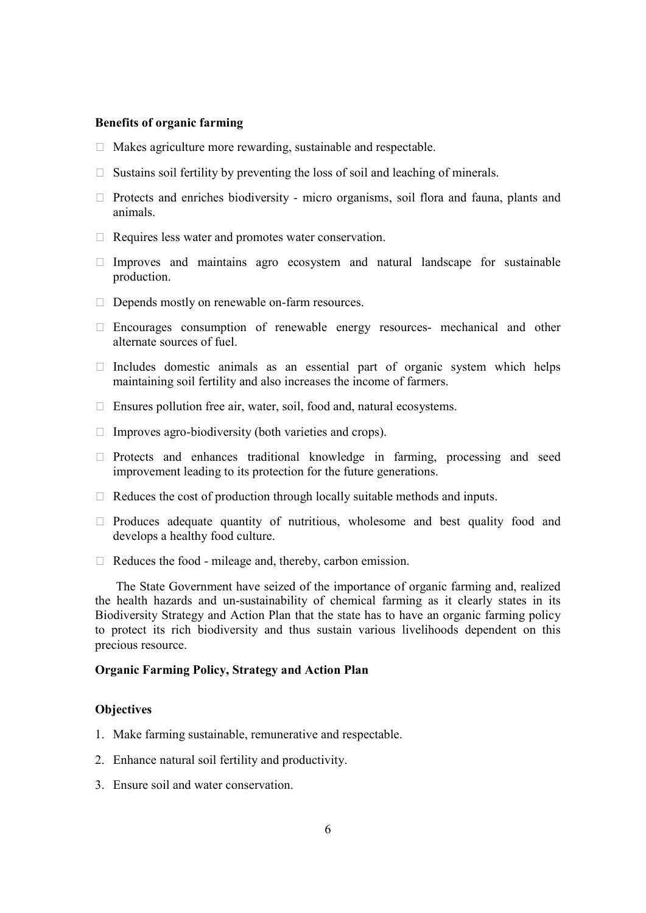**Benefits of organic farming**

- Makes agriculture more rewarding, sustainable and respectable.
- Sustains soil fertility by preventing the loss of soil and leaching of minerals.
- Protects and enriches biodiversity - micro organisms, soil flora and fauna, plants and animals.
- Requires less water and promotes water conservation.
- Improves and maintains agro ecosystem and natural landscape for sustainable production.
- Depends mostly on renewable on-farm resources.
- Encourages consumption of renewable energy resources- mechanical and other alternate sources of fuel.
- Includes domestic animals as an essential part of organic system which helps maintaining soil fertility and also increases the income of farmers.
- Ensures pollution free air, water, soil, food and, natural ecosystems.
- Improves agro-biodiversity (both varieties and crops).
- Protects and enhances traditional knowledge in farming, processing and seed improvement leading to its protection for the future generations.
- Reduces the cost of production through locally suitable methods and inputs.
- Produces adequate quantity of nutritious, wholesome and best quality food and develops a healthy food culture.
- Reduces the food - mileage and, thereby, carbon emission.

The State Government have seized of the importance of organic farming and, realized the health hazards and un-sustainability of chemical farming as it clearly states in its Biodiversity Strategy and Action Plan that the state has to have an organic farming policy to protect its rich biodiversity and thus sustain various livelihoods dependent on this precious resource.

**Organic Farming Policy, Strategy and Action Plan**

**Objectives**

1. Make farming sustainable, remunerative and respectable.
2. Enhance natural soil fertility and productivity.
3. Ensure soil and water conservation.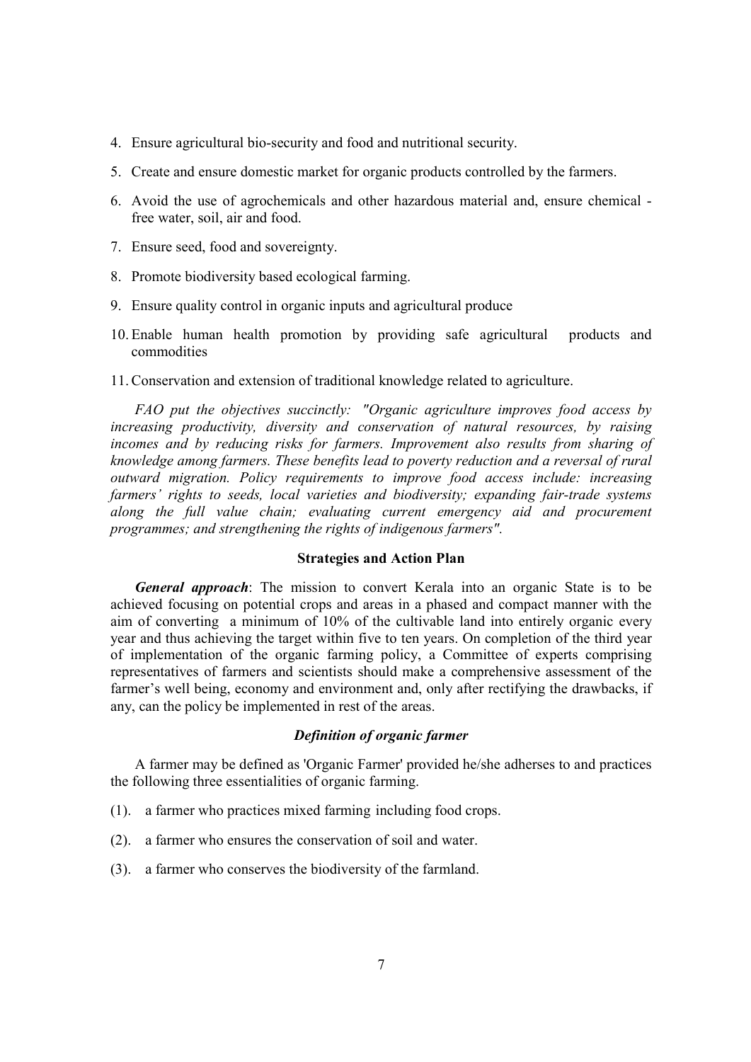4. Ensure agricultural bio-security and food and nutritional security.
5. Create and ensure domestic market for organic products controlled by the farmers.
6. Avoid the use of agrochemicals and other hazardous material and, ensure chemical - free water, soil, air and food.
7. Ensure seed, food and sovereignty.
8. Promote biodiversity based ecological farming.
9. Ensure quality control in organic inputs and agricultural produce
10. Enable human health promotion by providing safe agricultural products and commodities
11. Conservation and extension of traditional knowledge related to agriculture.

*FAO put the objectives succinctly: "Organic agriculture improves food access by increasing productivity, diversity and conservation of natural resources, by raising incomes and by reducing risks for farmers. Improvement also results from sharing of knowledge among farmers. These benefits lead to poverty reduction and a reversal of rural outward migration. Policy requirements to improve food access include: increasing farmers' rights to seeds, local varieties and biodiversity; expanding fair-trade systems along the full value chain; evaluating current emergency aid and procurement programmes; and strengthening the rights of indigenous farmers".*

## Strategies and Action Plan

***General approach***: The mission to convert Kerala into an organic State is to be achieved focusing on potential crops and areas in a phased and compact manner with the aim of converting a minimum of 10% of the cultivable land into entirely organic every year and thus achieving the target within five to ten years. On completion of the third year of implementation of the organic farming policy, a Committee of experts comprising representatives of farmers and scientists should make a comprehensive assessment of the farmer's well being, economy and environment and, only after rectifying the drawbacks, if any, can the policy be implemented in rest of the areas.

### *Definition of organic farmer*

A farmer may be defined as 'Organic Farmer' provided he/she adherses to and practices the following three essentialities of organic farming.

(1). a farmer who practices mixed farming including food crops.

(2). a farmer who ensures the conservation of soil and water.

(3). a farmer who conserves the biodiversity of the farmland.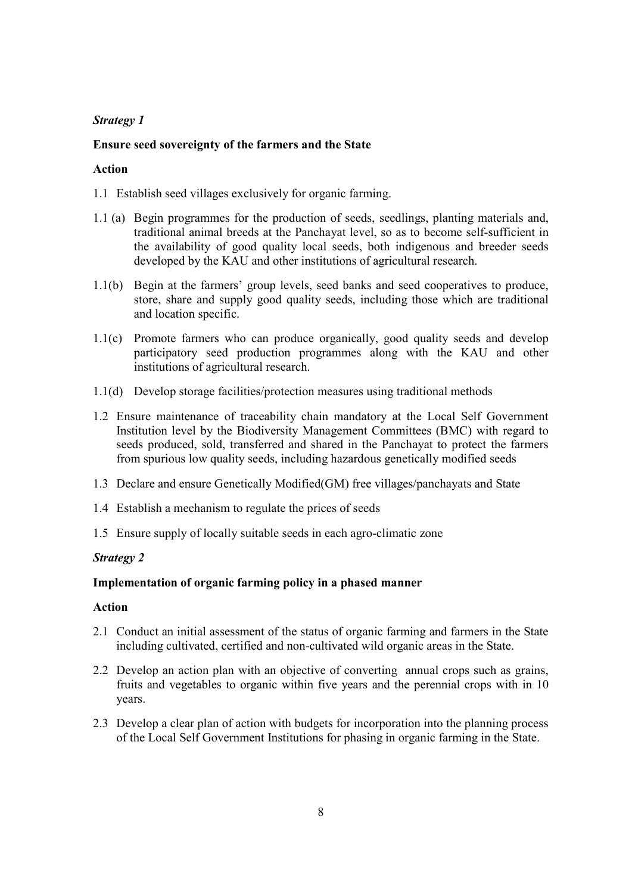*Strategy 1*

**Ensure seed sovereignty of the farmers and the State**

**Action**

1.1 Establish seed villages exclusively for organic farming.

1.1 (a) Begin programmes for the production of seeds, seedlings, planting materials and, traditional animal breeds at the Panchayat level, so as to become self-sufficient in the availability of good quality local seeds, both indigenous and breeder seeds developed by the KAU and other institutions of agricultural research.

1.1(b) Begin at the farmers' group levels, seed banks and seed cooperatives to produce, store, share and supply good quality seeds, including those which are traditional and location specific.

1.1(c) Promote farmers who can produce organically, good quality seeds and develop participatory seed production programmes along with the KAU and other institutions of agricultural research.

1.1(d) Develop storage facilities/protection measures using traditional methods

1.2 Ensure maintenance of traceability chain mandatory at the Local Self Government Institution level by the Biodiversity Management Committees (BMC) with regard to seeds produced, sold, transferred and shared in the Panchayat to protect the farmers from spurious low quality seeds, including hazardous genetically modified seeds

1.3 Declare and ensure Genetically Modified(GM) free villages/panchayats and State

1.4 Establish a mechanism to regulate the prices of seeds

1.5 Ensure supply of locally suitable seeds in each agro-climatic zone

*Strategy 2*

**Implementation of organic farming policy in a phased manner**

**Action**

2.1 Conduct an initial assessment of the status of organic farming and farmers in the State including cultivated, certified and non-cultivated wild organic areas in the State.

2.2 Develop an action plan with an objective of converting annual crops such as grains, fruits and vegetables to organic within five years and the perennial crops with in 10 years.

2.3 Develop a clear plan of action with budgets for incorporation into the planning process of the Local Self Government Institutions for phasing in organic farming in the State.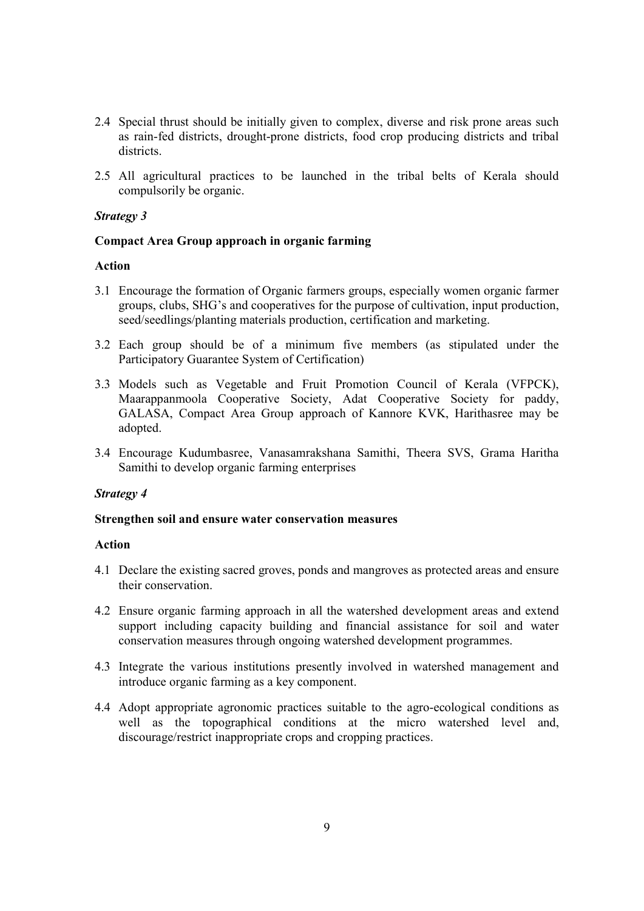2.4 Special thrust should be initially given to complex, diverse and risk prone areas such as rain-fed districts, drought-prone districts, food crop producing districts and tribal districts.

2.5 All agricultural practices to be launched in the tribal belts of Kerala should compulsorily be organic.

***Strategy 3***

**Compact Area Group approach in organic farming**

**Action**

3.1 Encourage the formation of Organic farmers groups, especially women organic farmer groups, clubs, SHG's and cooperatives for the purpose of cultivation, input production, seed/seedlings/planting materials production, certification and marketing.

3.2 Each group should be of a minimum five members (as stipulated under the Participatory Guarantee System of Certification)

3.3 Models such as Vegetable and Fruit Promotion Council of Kerala (VFPCK), Maarappanmoola Cooperative Society, Adat Cooperative Society for paddy, GALASA, Compact Area Group approach of Kannore KVK, Harithasree may be adopted.

3.4 Encourage Kudumbasree, Vanasamrakshana Samithi, Theera SVS, Grama Haritha Samithi to develop organic farming enterprises

***Strategy 4***

**Strengthen soil and ensure water conservation measures**

**Action**

4.1 Declare the existing sacred groves, ponds and mangroves as protected areas and ensure their conservation.

4.2 Ensure organic farming approach in all the watershed development areas and extend support including capacity building and financial assistance for soil and water conservation measures through ongoing watershed development programmes.

4.3 Integrate the various institutions presently involved in watershed management and introduce organic farming as a key component.

4.4 Adopt appropriate agronomic practices suitable to the agro-ecological conditions as well as the topographical conditions at the micro watershed level and, discourage/restrict inappropriate crops and cropping practices.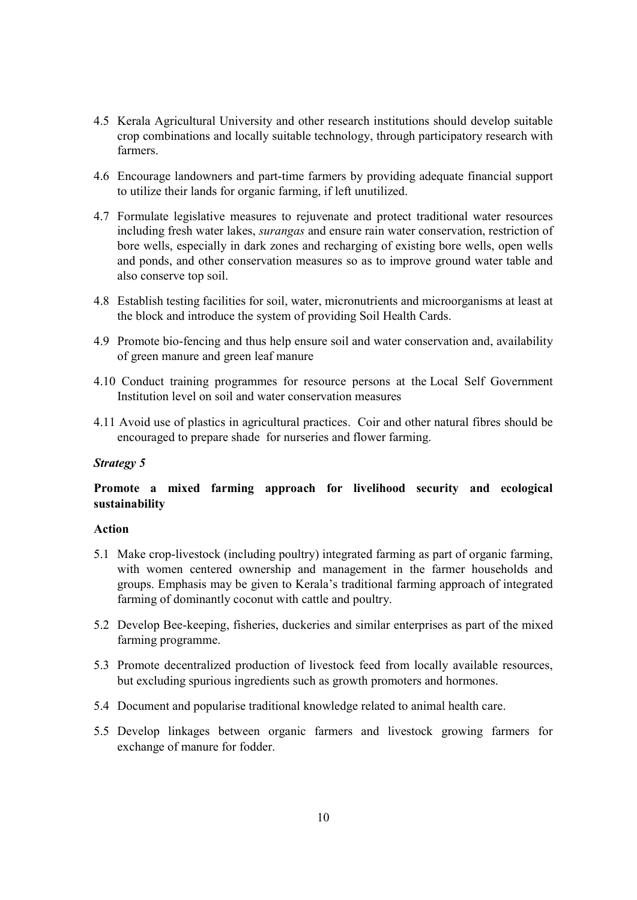4.5 Kerala Agricultural University and other research institutions should develop suitable crop combinations and locally suitable technology, through participatory research with farmers.

4.6 Encourage landowners and part-time farmers by providing adequate financial support to utilize their lands for organic farming, if left unutilized.

4.7 Formulate legislative measures to rejuvenate and protect traditional water resources including fresh water lakes, *surangas* and ensure rain water conservation, restriction of bore wells, especially in dark zones and recharging of existing bore wells, open wells and ponds, and other conservation measures so as to improve ground water table and also conserve top soil.

4.8 Establish testing facilities for soil, water, micronutrients and microorganisms at least at the block and introduce the system of providing Soil Health Cards.

4.9 Promote bio-fencing and thus help ensure soil and water conservation and, availability of green manure and green leaf manure

4.10 Conduct training programmes for resource persons at the Local Self Government Institution level on soil and water conservation measures

4.11 Avoid use of plastics in agricultural practices. Coir and other natural fibres should be encouraged to prepare shade for nurseries and flower farming.

***Strategy 5***

**Promote a mixed farming approach for livelihood security and ecological sustainability**

**Action**

5.1 Make crop-livestock (including poultry) integrated farming as part of organic farming, with women centered ownership and management in the farmer households and groups. Emphasis may be given to Kerala's traditional farming approach of integrated farming of dominantly coconut with cattle and poultry.

5.2 Develop Bee-keeping, fisheries, duckeries and similar enterprises as part of the mixed farming programme.

5.3 Promote decentralized production of livestock feed from locally available resources, but excluding spurious ingredients such as growth promoters and hormones.

5.4 Document and popularise traditional knowledge related to animal health care.

5.5 Develop linkages between organic farmers and livestock growing farmers for exchange of manure for fodder.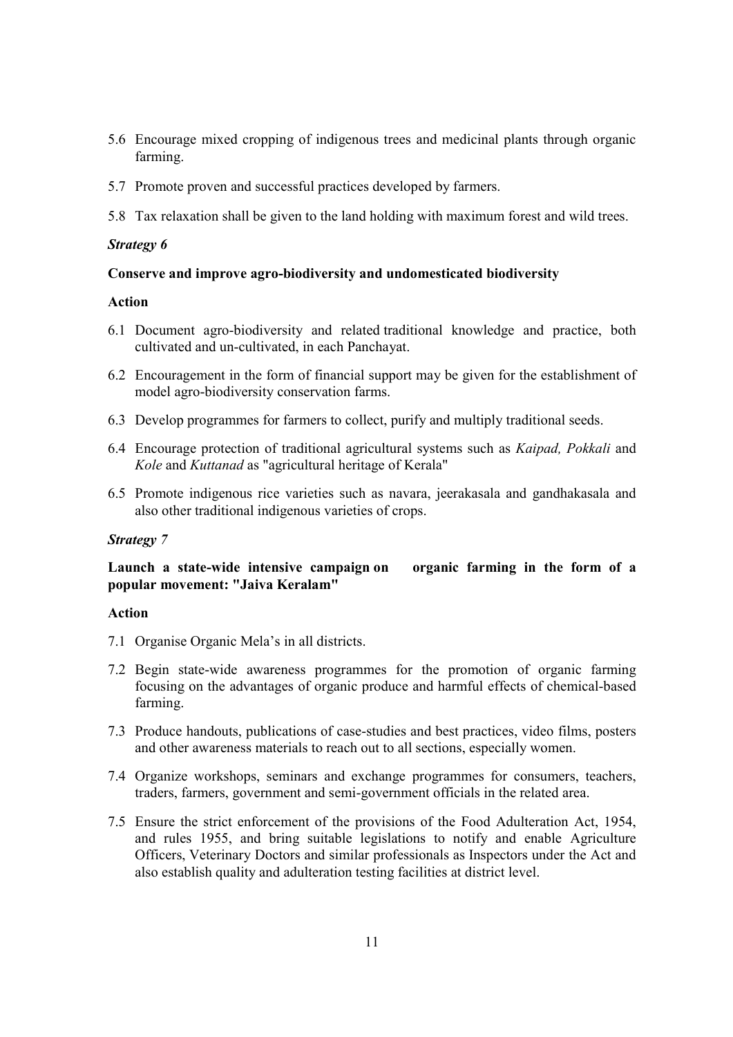5.6 Encourage mixed cropping of indigenous trees and medicinal plants through organic farming.

5.7 Promote proven and successful practices developed by farmers.

5.8 Tax relaxation shall be given to the land holding with maximum forest and wild trees.

***Strategy 6***

**Conserve and improve agro-biodiversity and undomesticated biodiversity**

**Action**

6.1 Document agro-biodiversity and related traditional knowledge and practice, both cultivated and un-cultivated, in each Panchayat.

6.2 Encouragement in the form of financial support may be given for the establishment of model agro-biodiversity conservation farms.

6.3 Develop programmes for farmers to collect, purify and multiply traditional seeds.

6.4 Encourage protection of traditional agricultural systems such as *Kaipad, Pokkali* and *Kole* and *Kuttanad* as "agricultural heritage of Kerala"

6.5 Promote indigenous rice varieties such as navara, jeerakasala and gandhakasala and also other traditional indigenous varieties of crops.

***Strategy 7***

**Launch a state-wide intensive campaign on organic farming in the form of a popular movement: "Jaiva Keralam"**

**Action**

7.1 Organise Organic Mela's in all districts.

7.2 Begin state-wide awareness programmes for the promotion of organic farming focusing on the advantages of organic produce and harmful effects of chemical-based farming.

7.3 Produce handouts, publications of case-studies and best practices, video films, posters and other awareness materials to reach out to all sections, especially women.

7.4 Organize workshops, seminars and exchange programmes for consumers, teachers, traders, farmers, government and semi-government officials in the related area.

7.5 Ensure the strict enforcement of the provisions of the Food Adulteration Act, 1954, and rules 1955, and bring suitable legislations to notify and enable Agriculture Officers, Veterinary Doctors and similar professionals as Inspectors under the Act and also establish quality and adulteration testing facilities at district level.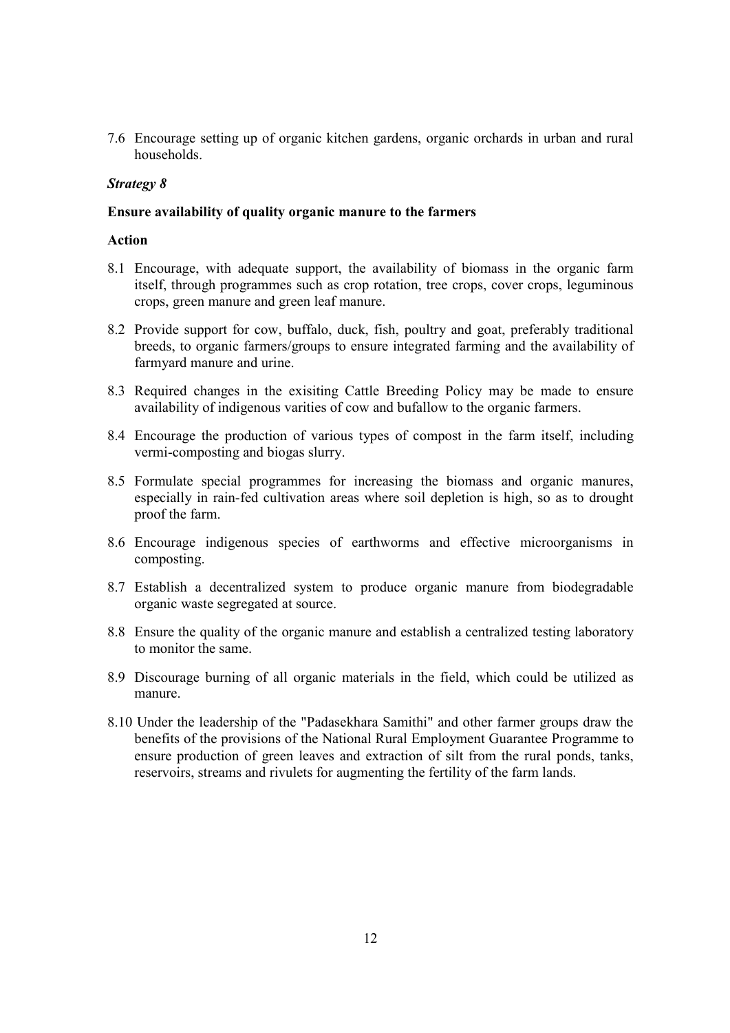7.6 Encourage setting up of organic kitchen gardens, organic orchards in urban and rural households.

***Strategy 8***

**Ensure availability of quality organic manure to the farmers**

**Action**

8.1 Encourage, with adequate support, the availability of biomass in the organic farm itself, through programmes such as crop rotation, tree crops, cover crops, leguminous crops, green manure and green leaf manure.

8.2 Provide support for cow, buffalo, duck, fish, poultry and goat, preferably traditional breeds, to organic farmers/groups to ensure integrated farming and the availability of farmyard manure and urine.

8.3 Required changes in the exisiting Cattle Breeding Policy may be made to ensure availability of indigenous varities of cow and bufallow to the organic farmers.

8.4 Encourage the production of various types of compost in the farm itself, including vermi-composting and biogas slurry.

8.5 Formulate special programmes for increasing the biomass and organic manures, especially in rain-fed cultivation areas where soil depletion is high, so as to drought proof the farm.

8.6 Encourage indigenous species of earthworms and effective microorganisms in composting.

8.7 Establish a decentralized system to produce organic manure from biodegradable organic waste segregated at source.

8.8 Ensure the quality of the organic manure and establish a centralized testing laboratory to monitor the same.

8.9 Discourage burning of all organic materials in the field, which could be utilized as manure.

8.10 Under the leadership of the "Padasekhara Samithi" and other farmer groups draw the benefits of the provisions of the National Rural Employment Guarantee Programme to ensure production of green leaves and extraction of silt from the rural ponds, tanks, reservoirs, streams and rivulets for augmenting the fertility of the farm lands.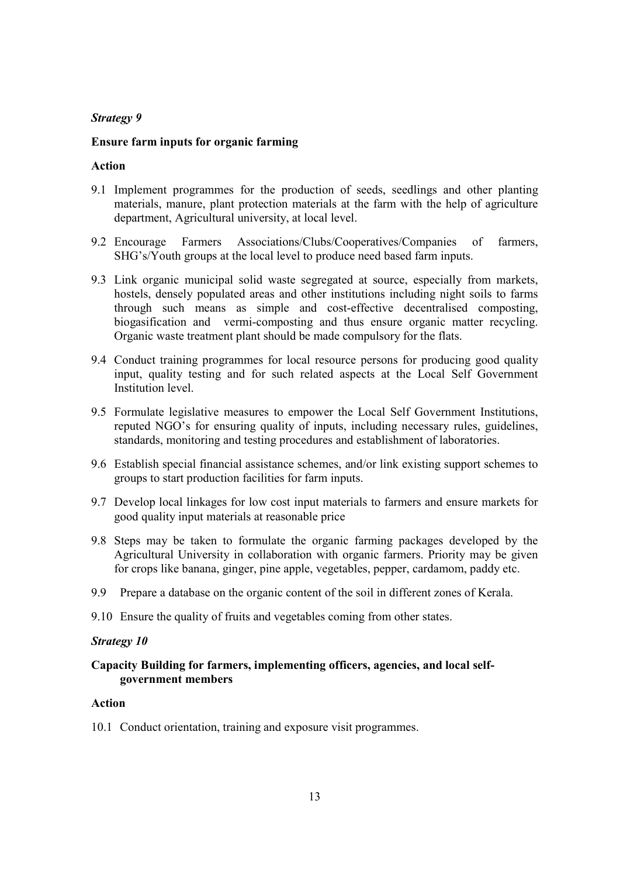*Strategy 9*

**Ensure farm inputs for organic farming**

**Action**

9.1 Implement programmes for the production of seeds, seedlings and other planting materials, manure, plant protection materials at the farm with the help of agriculture department, Agricultural university, at local level.

9.2 Encourage Farmers Associations/Clubs/Cooperatives/Companies of farmers, SHG's/Youth groups at the local level to produce need based farm inputs.

9.3 Link organic municipal solid waste segregated at source, especially from markets, hostels, densely populated areas and other institutions including night soils to farms through such means as simple and cost-effective decentralised composting, biogasification and vermi-composting and thus ensure organic matter recycling. Organic waste treatment plant should be made compulsory for the flats.

9.4 Conduct training programmes for local resource persons for producing good quality input, quality testing and for such related aspects at the Local Self Government Institution level.

9.5 Formulate legislative measures to empower the Local Self Government Institutions, reputed NGO's for ensuring quality of inputs, including necessary rules, guidelines, standards, monitoring and testing procedures and establishment of laboratories.

9.6 Establish special financial assistance schemes, and/or link existing support schemes to groups to start production facilities for farm inputs.

9.7 Develop local linkages for low cost input materials to farmers and ensure markets for good quality input materials at reasonable price

9.8 Steps may be taken to formulate the organic farming packages developed by the Agricultural University in collaboration with organic farmers. Priority may be given for crops like banana, ginger, pine apple, vegetables, pepper, cardamom, paddy etc.

9.9 Prepare a database on the organic content of the soil in different zones of Kerala.

9.10 Ensure the quality of fruits and vegetables coming from other states.

*Strategy 10*

**Capacity Building for farmers, implementing officers, agencies, and local self-government members**

**Action**

10.1 Conduct orientation, training and exposure visit programmes.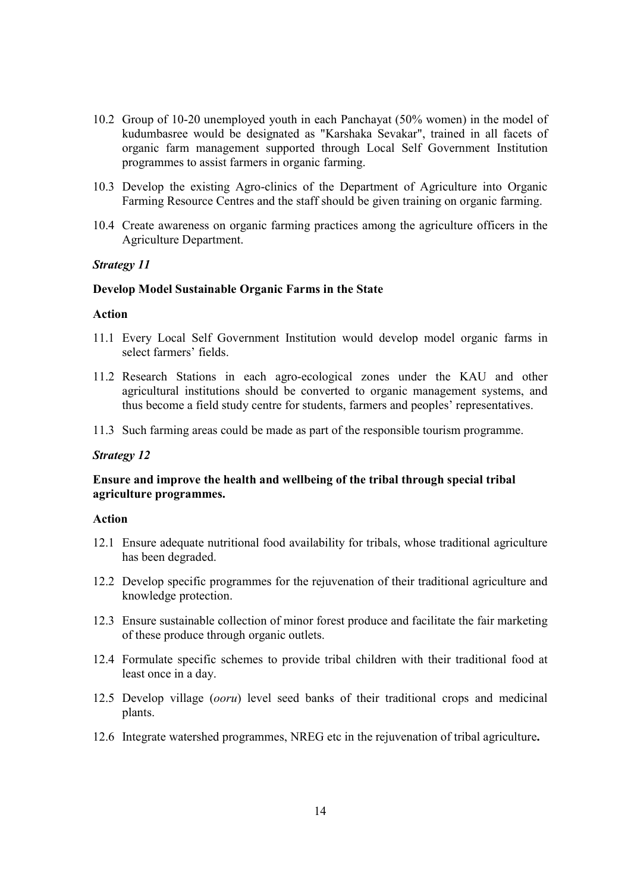10.2 Group of 10-20 unemployed youth in each Panchayat (50% women) in the model of kudumbasree would be designated as "Karshaka Sevakar", trained in all facets of organic farm management supported through Local Self Government Institution programmes to assist farmers in organic farming.

10.3 Develop the existing Agro-clinics of the Department of Agriculture into Organic Farming Resource Centres and the staff should be given training on organic farming.

10.4 Create awareness on organic farming practices among the agriculture officers in the Agriculture Department.

***Strategy 11***

**Develop Model Sustainable Organic Farms in the State**

**Action**

11.1 Every Local Self Government Institution would develop model organic farms in select farmers' fields.

11.2 Research Stations in each agro-ecological zones under the KAU and other agricultural institutions should be converted to organic management systems, and thus become a field study centre for students, farmers and peoples' representatives.

11.3 Such farming areas could be made as part of the responsible tourism programme.

***Strategy 12***

**Ensure and improve the health and wellbeing of the tribal through special tribal agriculture programmes.**

**Action**

12.1 Ensure adequate nutritional food availability for tribals, whose traditional agriculture has been degraded.

12.2 Develop specific programmes for the rejuvenation of their traditional agriculture and knowledge protection.

12.3 Ensure sustainable collection of minor forest produce and facilitate the fair marketing of these produce through organic outlets.

12.4 Formulate specific schemes to provide tribal children with their traditional food at least once in a day.

12.5 Develop village (*ooru*) level seed banks of their traditional crops and medicinal plants.

12.6 Integrate watershed programmes, NREG etc in the rejuvenation of tribal agriculture**.**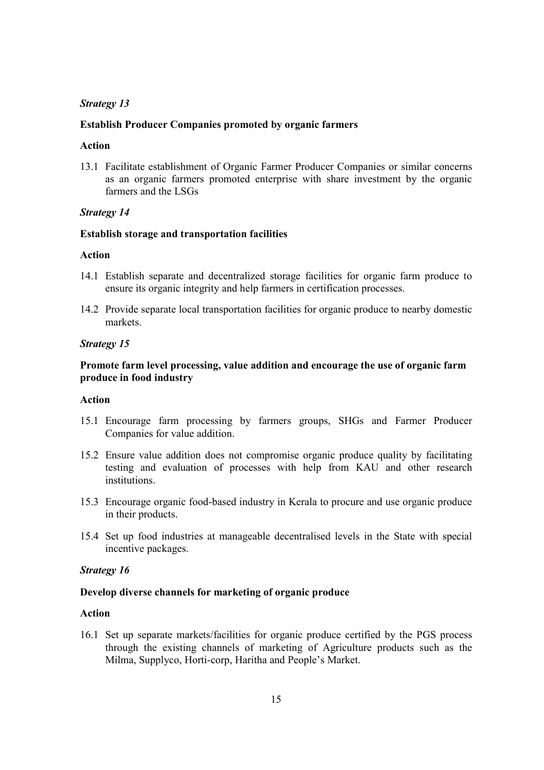*Strategy 13*

**Establish Producer Companies promoted by organic farmers**

**Action**

13.1 Facilitate establishment of Organic Farmer Producer Companies or similar concerns as an organic farmers promoted enterprise with share investment by the organic farmers and the LSGs

*Strategy 14*

**Establish storage and transportation facilities**

**Action**

14.1 Establish separate and decentralized storage facilities for organic farm produce to ensure its organic integrity and help farmers in certification processes.

14.2 Provide separate local transportation facilities for organic produce to nearby domestic markets.

*Strategy 15*

**Promote farm level processing, value addition and encourage the use of organic farm produce in food industry**

**Action**

15.1 Encourage farm processing by farmers groups, SHGs and Farmer Producer Companies for value addition.

15.2 Ensure value addition does not compromise organic produce quality by facilitating testing and evaluation of processes with help from KAU and other research institutions.

15.3 Encourage organic food-based industry in Kerala to procure and use organic produce in their products.

15.4 Set up food industries at manageable decentralised levels in the State with special incentive packages.

*Strategy 16*

**Develop diverse channels for marketing of organic produce**

**Action**

16.1 Set up separate markets/facilities for organic produce certified by the PGS process through the existing channels of marketing of Agriculture products such as the Milma, Supplyco, Horti-corp, Haritha and People's Market.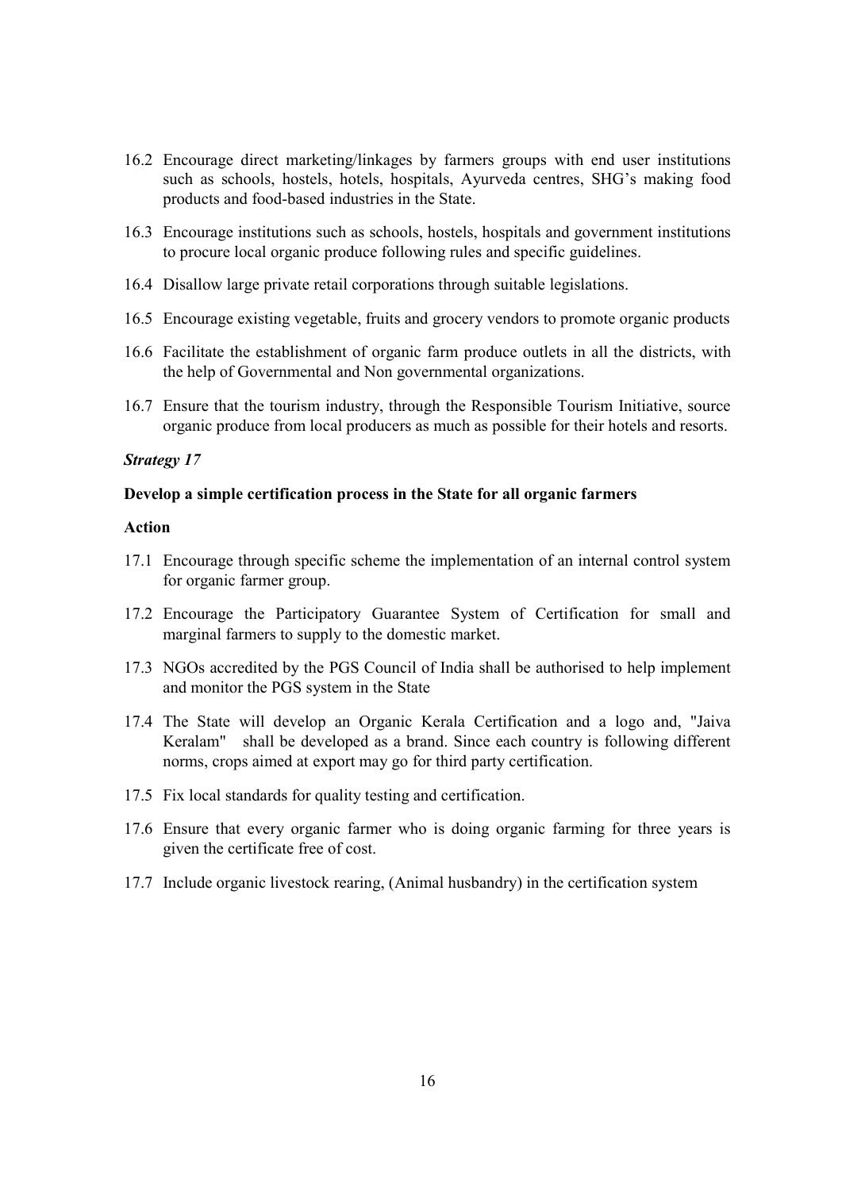16.2 Encourage direct marketing/linkages by farmers groups with end user institutions such as schools, hostels, hotels, hospitals, Ayurveda centres, SHG's making food products and food-based industries in the State.

16.3 Encourage institutions such as schools, hostels, hospitals and government institutions to procure local organic produce following rules and specific guidelines.

16.4 Disallow large private retail corporations through suitable legislations.

16.5 Encourage existing vegetable, fruits and grocery vendors to promote organic products

16.6 Facilitate the establishment of organic farm produce outlets in all the districts, with the help of Governmental and Non governmental organizations.

16.7 Ensure that the tourism industry, through the Responsible Tourism Initiative, source organic produce from local producers as much as possible for their hotels and resorts.

***Strategy 17***

**Develop a simple certification process in the State for all organic farmers**

**Action**

17.1 Encourage through specific scheme the implementation of an internal control system for organic farmer group.

17.2 Encourage the Participatory Guarantee System of Certification for small and marginal farmers to supply to the domestic market.

17.3 NGOs accredited by the PGS Council of India shall be authorised to help implement and monitor the PGS system in the State

17.4 The State will develop an Organic Kerala Certification and a logo and, "Jaiva Keralam" shall be developed as a brand. Since each country is following different norms, crops aimed at export may go for third party certification.

17.5 Fix local standards for quality testing and certification.

17.6 Ensure that every organic farmer who is doing organic farming for three years is given the certificate free of cost.

17.7 Include organic livestock rearing, (Animal husbandry) in the certification system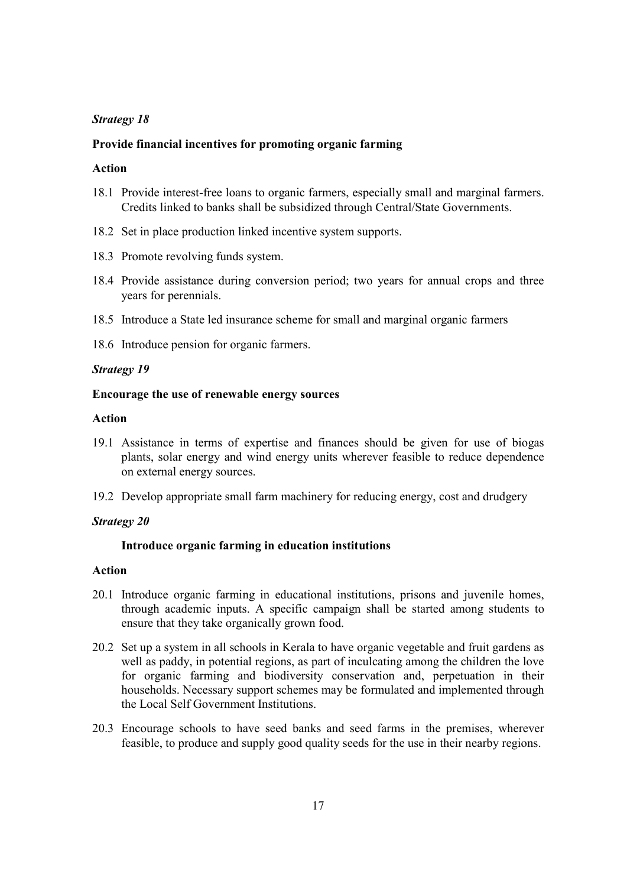*Strategy 18*

**Provide financial incentives for promoting organic farming**

**Action**

18.1 Provide interest-free loans to organic farmers, especially small and marginal farmers. Credits linked to banks shall be subsidized through Central/State Governments.

18.2 Set in place production linked incentive system supports.

18.3 Promote revolving funds system.

18.4 Provide assistance during conversion period; two years for annual crops and three years for perennials.

18.5 Introduce a State led insurance scheme for small and marginal organic farmers

18.6 Introduce pension for organic farmers.

*Strategy 19*

**Encourage the use of renewable energy sources**

**Action**

19.1 Assistance in terms of expertise and finances should be given for use of biogas plants, solar energy and wind energy units wherever feasible to reduce dependence on external energy sources.

19.2 Develop appropriate small farm machinery for reducing energy, cost and drudgery

*Strategy 20*

**Introduce organic farming in education institutions**

**Action**

20.1 Introduce organic farming in educational institutions, prisons and juvenile homes, through academic inputs. A specific campaign shall be started among students to ensure that they take organically grown food.

20.2 Set up a system in all schools in Kerala to have organic vegetable and fruit gardens as well as paddy, in potential regions, as part of inculcating among the children the love for organic farming and biodiversity conservation and, perpetuation in their households. Necessary support schemes may be formulated and implemented through the Local Self Government Institutions.

20.3 Encourage schools to have seed banks and seed farms in the premises, wherever feasible, to produce and supply good quality seeds for the use in their nearby regions.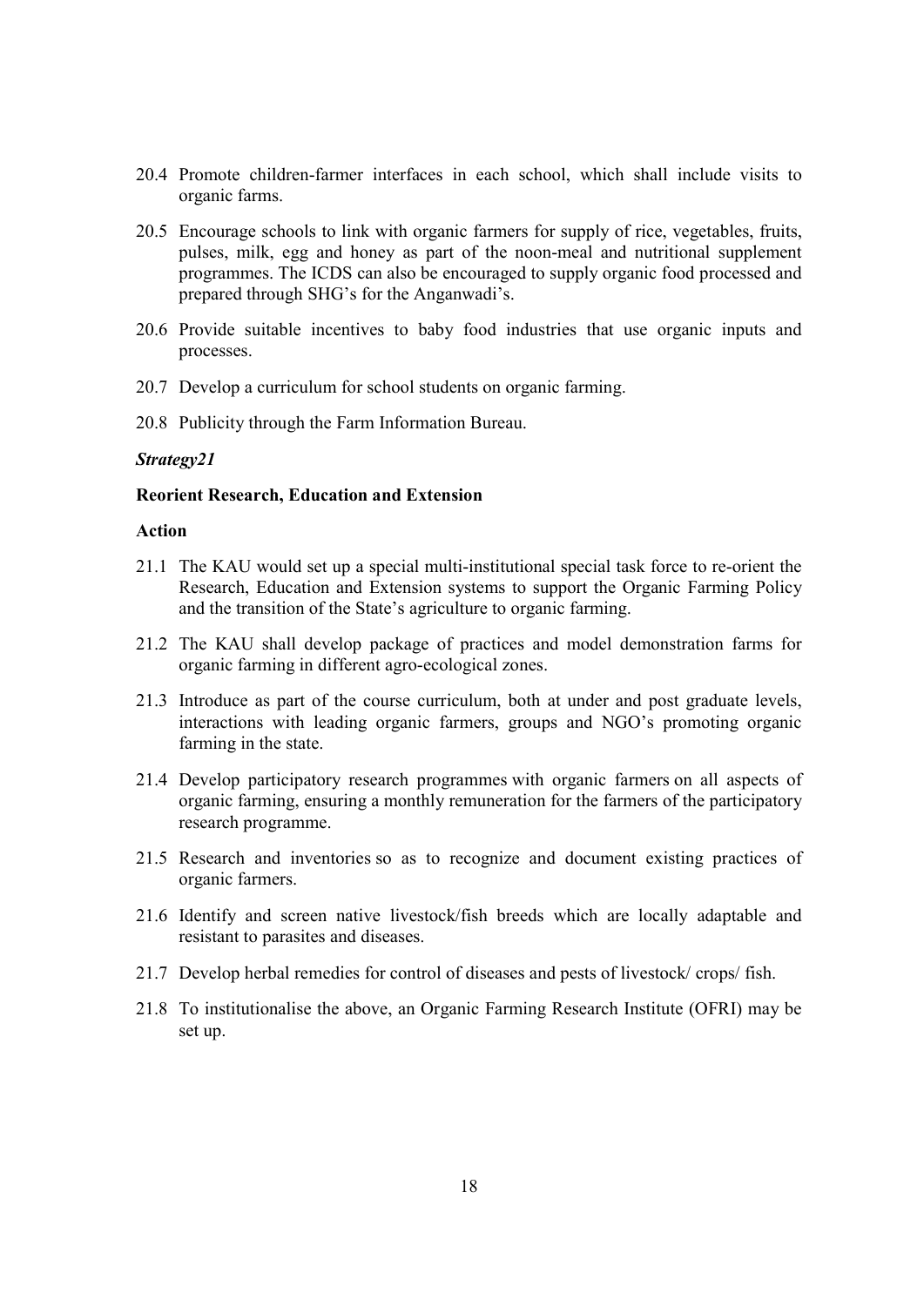20.4 Promote children-farmer interfaces in each school, which shall include visits to organic farms.

20.5 Encourage schools to link with organic farmers for supply of rice, vegetables, fruits, pulses, milk, egg and honey as part of the noon-meal and nutritional supplement programmes. The ICDS can also be encouraged to supply organic food processed and prepared through SHG's for the Anganwadi's.

20.6 Provide suitable incentives to baby food industries that use organic inputs and processes.

20.7 Develop a curriculum for school students on organic farming.

20.8 Publicity through the Farm Information Bureau.

***Strategy21***

**Reorient Research, Education and Extension**

**Action**

21.1 The KAU would set up a special multi-institutional special task force to re-orient the Research, Education and Extension systems to support the Organic Farming Policy and the transition of the State's agriculture to organic farming.

21.2 The KAU shall develop package of practices and model demonstration farms for organic farming in different agro-ecological zones.

21.3 Introduce as part of the course curriculum, both at under and post graduate levels, interactions with leading organic farmers, groups and NGO's promoting organic farming in the state.

21.4 Develop participatory research programmes with organic farmers on all aspects of organic farming, ensuring a monthly remuneration for the farmers of the participatory research programme.

21.5 Research and inventories so as to recognize and document existing practices of organic farmers.

21.6 Identify and screen native livestock/fish breeds which are locally adaptable and resistant to parasites and diseases.

21.7 Develop herbal remedies for control of diseases and pests of livestock/ crops/ fish.

21.8 To institutionalise the above, an Organic Farming Research Institute (OFRI) may be set up.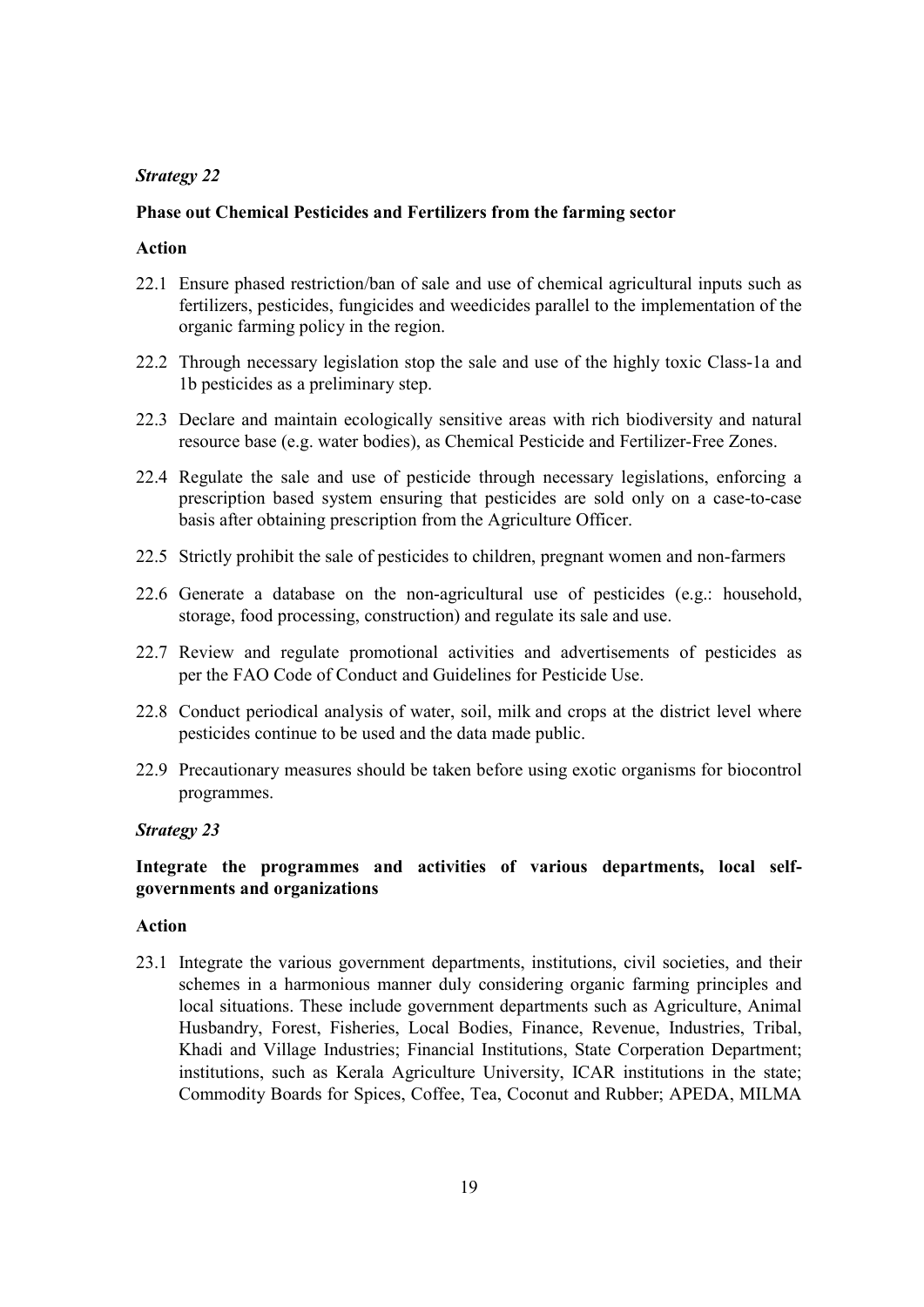*Strategy 22*

**Phase out Chemical Pesticides and Fertilizers from the farming sector**

**Action**

22.1 Ensure phased restriction/ban of sale and use of chemical agricultural inputs such as fertilizers, pesticides, fungicides and weedicides parallel to the implementation of the organic farming policy in the region.

22.2 Through necessary legislation stop the sale and use of the highly toxic Class-1a and 1b pesticides as a preliminary step.

22.3 Declare and maintain ecologically sensitive areas with rich biodiversity and natural resource base (e.g. water bodies), as Chemical Pesticide and Fertilizer-Free Zones.

22.4 Regulate the sale and use of pesticide through necessary legislations, enforcing a prescription based system ensuring that pesticides are sold only on a case-to-case basis after obtaining prescription from the Agriculture Officer.

22.5 Strictly prohibit the sale of pesticides to children, pregnant women and non-farmers

22.6 Generate a database on the non-agricultural use of pesticides (e.g.: household, storage, food processing, construction) and regulate its sale and use.

22.7 Review and regulate promotional activities and advertisements of pesticides as per the FAO Code of Conduct and Guidelines for Pesticide Use.

22.8 Conduct periodical analysis of water, soil, milk and crops at the district level where pesticides continue to be used and the data made public.

22.9 Precautionary measures should be taken before using exotic organisms for biocontrol programmes.

*Strategy 23*

**Integrate the programmes and activities of various departments, local self-governments and organizations**

**Action**

23.1 Integrate the various government departments, institutions, civil societies, and their schemes in a harmonious manner duly considering organic farming principles and local situations. These include government departments such as Agriculture, Animal Husbandry, Forest, Fisheries, Local Bodies, Finance, Revenue, Industries, Tribal, Khadi and Village Industries; Financial Institutions, State Corperation Department; institutions, such as Kerala Agriculture University, ICAR institutions in the state; Commodity Boards for Spices, Coffee, Tea, Coconut and Rubber; APEDA, MILMA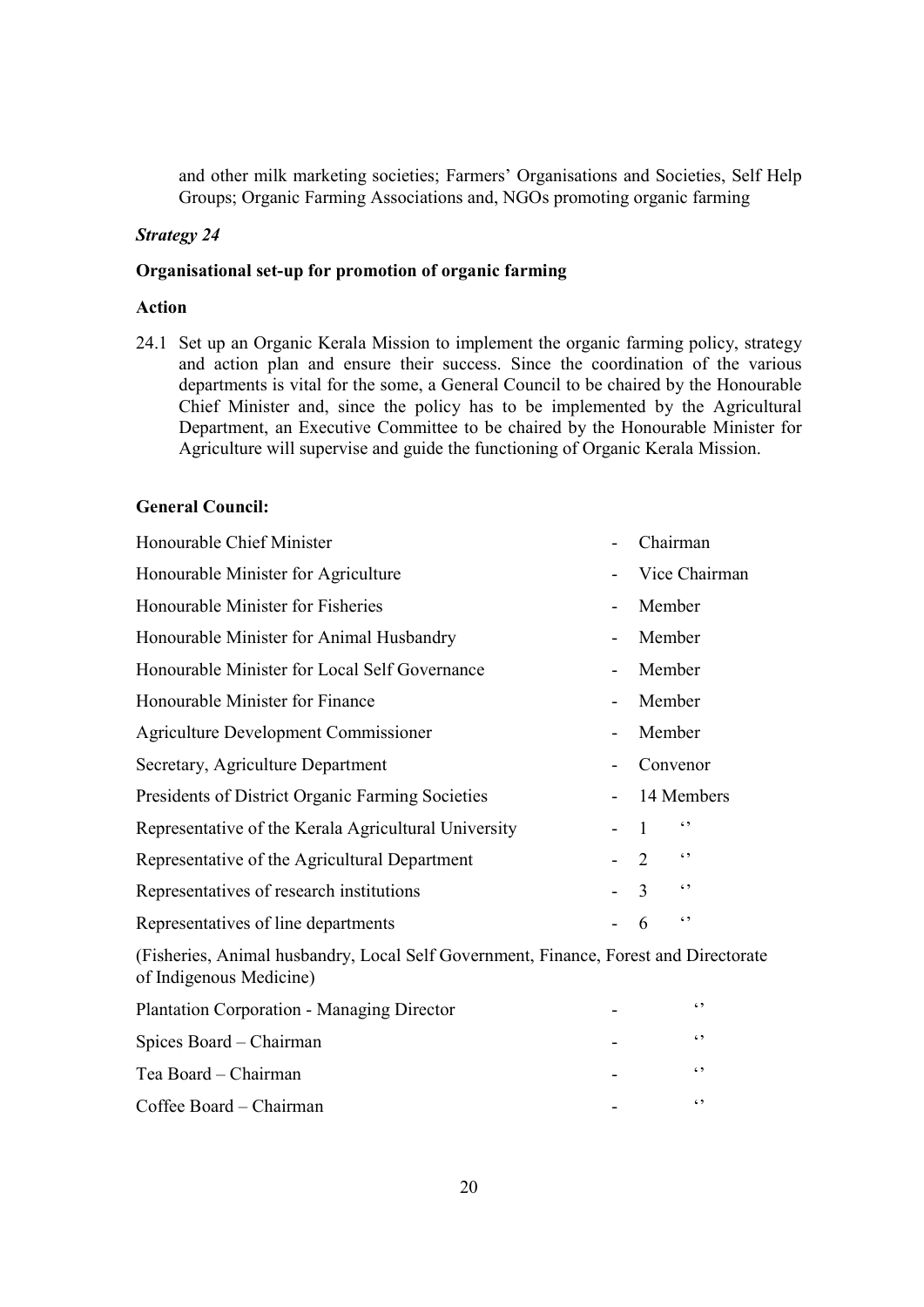and other milk marketing societies; Farmers' Organisations and Societies, Self Help Groups; Organic Farming Associations and, NGOs promoting organic farming

### *Strategy 24*

**Organisational set-up for promotion of organic farming**

**Action**

24.1 Set up an Organic Kerala Mission to implement the organic farming policy, strategy and action plan and ensure their success. Since the coordination of the various departments is vital for the some, a General Council to be chaired by the Honourable Chief Minister and, since the policy has to be implemented by the Agricultural Department, an Executive Committee to be chaired by the Honourable Minister for Agriculture will supervise and guide the functioning of Organic Kerala Mission.

**General Council:**

| | | |
|---|---|---|
| Honourable Chief Minister | - | Chairman |
| Honourable Minister for Agriculture | - | Vice Chairman |
| Honourable Minister for Fisheries | - | Member |
| Honourable Minister for Animal Husbandry | - | Member |
| Honourable Minister for Local Self Governance | - | Member |
| Honourable Minister for Finance | - | Member |
| Agriculture Development Commissioner | - | Member |
| Secretary, Agriculture Department | - | Convenor |
| Presidents of District Organic Farming Societies | - | 14 Members |
| Representative of the Kerala Agricultural University | - | 1 '' |
| Representative of the Agricultural Department | - | 2 '' |
| Representatives of research institutions | - | 3 '' |
| Representatives of line departments | - | 6 '' |

(Fisheries, Animal husbandry, Local Self Government, Finance, Forest and Directorate of Indigenous Medicine)

| | | |
|---|---|---|
| Plantation Corporation - Managing Director | - | '' |
| Spices Board – Chairman | - | '' |
| Tea Board – Chairman | - | '' |
| Coffee Board – Chairman | - | '' |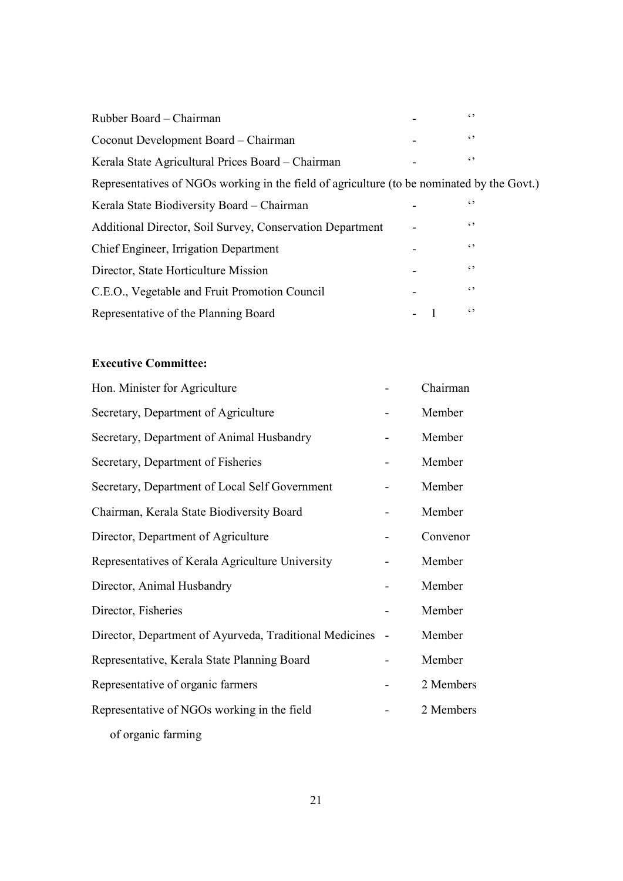| | | | |
|---|---|---|---|
| Rubber Board – Chairman | - | | ‘’ |
| Coconut Development Board – Chairman | - | | ‘’ |
| Kerala State Agricultural Prices Board – Chairman | - | | ‘’ |

Representatives of NGOs working in the field of agriculture (to be nominated by the Govt.)

| | | | |
|---|---|---|---|
| Kerala State Biodiversity Board – Chairman | - | | ‘’ |
| Additional Director, Soil Survey, Conservation Department | - | | ‘’ |
| Chief Engineer, Irrigation Department | - | | ‘’ |
| Director, State Horticulture Mission | - | | ‘’ |
| C.E.O., Vegetable and Fruit Promotion Council | - | | ‘’ |
| Representative of the Planning Board | - | 1 | ‘’ |

**Executive Committee:**

| | | |
|---|---|---|
| Hon. Minister for Agriculture | - | Chairman |
| Secretary, Department of Agriculture | - | Member |
| Secretary, Department of Animal Husbandry | - | Member |
| Secretary, Department of Fisheries | - | Member |
| Secretary, Department of Local Self Government | - | Member |
| Chairman, Kerala State Biodiversity Board | - | Member |
| Director, Department of Agriculture | - | Convenor |
| Representatives of Kerala Agriculture University | - | Member |
| Director, Animal Husbandry | - | Member |
| Director, Fisheries | - | Member |
| Director, Department of Ayurveda, Traditional Medicines | - | Member |
| Representative, Kerala State Planning Board | - | Member |
| Representative of organic farmers | - | 2 Members |
| Representative of NGOs working in the field of organic farming | - | 2 Members |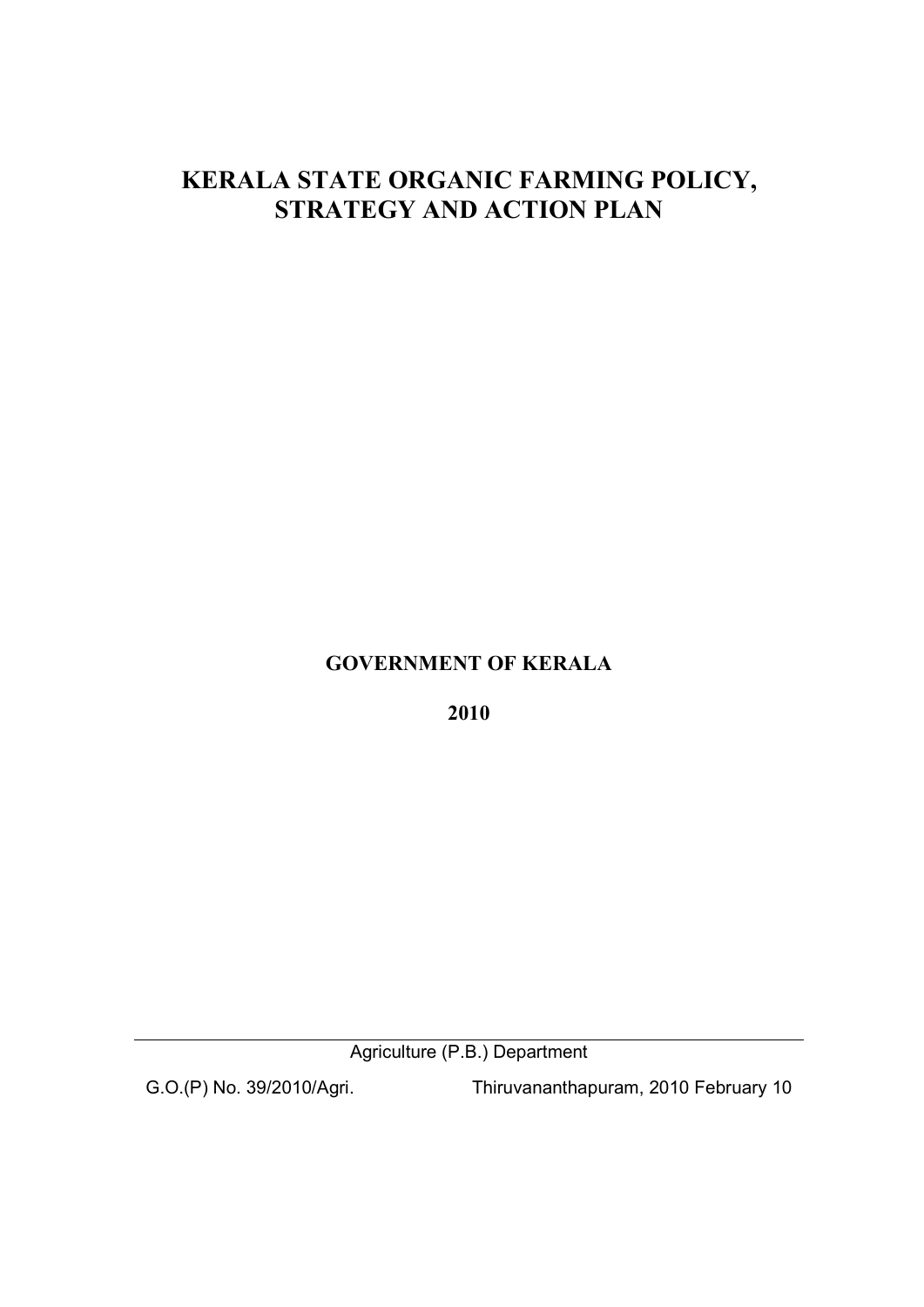# KERALA STATE ORGANIC FARMING POLICY, STRATEGY AND ACTION PLAN

**GOVERNMENT OF KERALA**

**2010**

---

Agriculture (P.B.) Department

G.O.(P) No. 39/2010/Agri. Thiruvananthapuram, 2010 February 10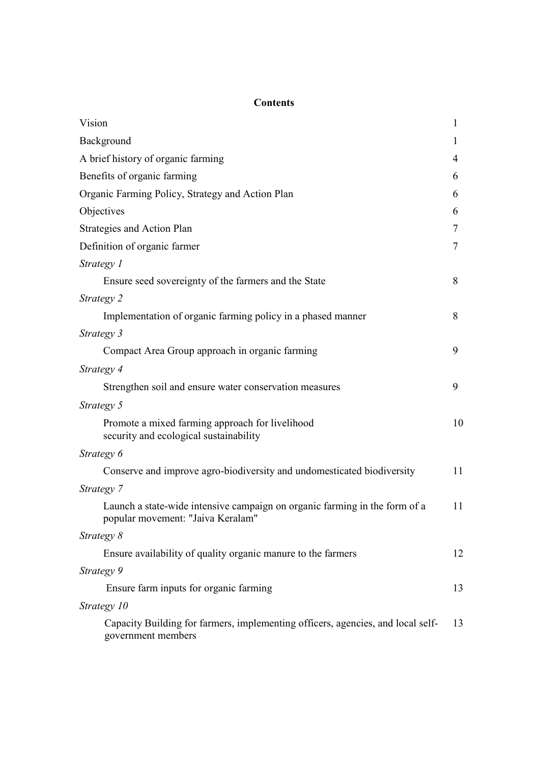**Contents**

| | |
|---|---|
| Vision | 1 |
| Background | 1 |
| A brief history of organic farming | 4 |
| Benefits of organic farming | 6 |
| Organic Farming Policy, Strategy and Action Plan | 6 |
| Objectives | 6 |
| Strategies and Action Plan | 7 |
| Definition of organic farmer | 7 |
| *Strategy 1* | |
| Ensure seed sovereignty of the farmers and the State | 8 |
| *Strategy 2* | |
| Implementation of organic farming policy in a phased manner | 8 |
| *Strategy 3* | |
| Compact Area Group approach in organic farming | 9 |
| *Strategy 4* | |
| Strengthen soil and ensure water conservation measures | 9 |
| *Strategy 5* | |
| Promote a mixed farming approach for livelihood security and ecological sustainability | 10 |
| *Strategy 6* | |
| Conserve and improve agro-biodiversity and undomesticated biodiversity | 11 |
| *Strategy 7* | |
| Launch a state-wide intensive campaign on organic farming in the form of a popular movement: "Jaiva Keralam" | 11 |
| *Strategy 8* | |
| Ensure availability of quality organic manure to the farmers | 12 |
| *Strategy 9* | |
| Ensure farm inputs for organic farming | 13 |
| *Strategy 10* | |
| Capacity Building for farmers, implementing officers, agencies, and local self-government members | 13 |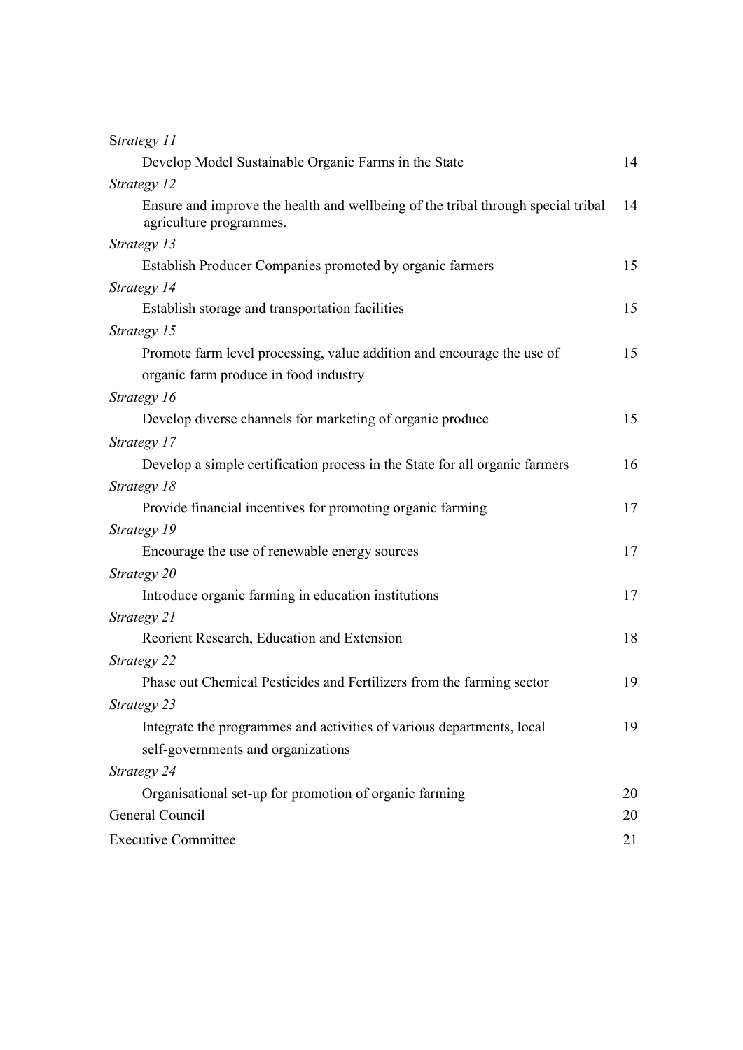*Strategy 11*

Develop Model Sustainable Organic Farms in the State 14

*Strategy 12*

Ensure and improve the health and wellbeing of the tribal through special tribal agriculture programmes. 14

*Strategy 13*

Establish Producer Companies promoted by organic farmers 15

*Strategy 14*

Establish storage and transportation facilities 15

*Strategy 15*

Promote farm level processing, value addition and encourage the use of organic farm produce in food industry 15

*Strategy 16*

Develop diverse channels for marketing of organic produce 15

*Strategy 17*

Develop a simple certification process in the State for all organic farmers 16

*Strategy 18*

Provide financial incentives for promoting organic farming 17

*Strategy 19*

Encourage the use of renewable energy sources 17

*Strategy 20*

Introduce organic farming in education institutions 17

*Strategy 21*

Reorient Research, Education and Extension 18

*Strategy 22*

Phase out Chemical Pesticides and Fertilizers from the farming sector 19

*Strategy 23*

Integrate the programmes and activities of various departments, local self-governments and organizations 19

*Strategy 24*

Organisational set-up for promotion of organic farming 20

General Council 20

Executive Committee 21